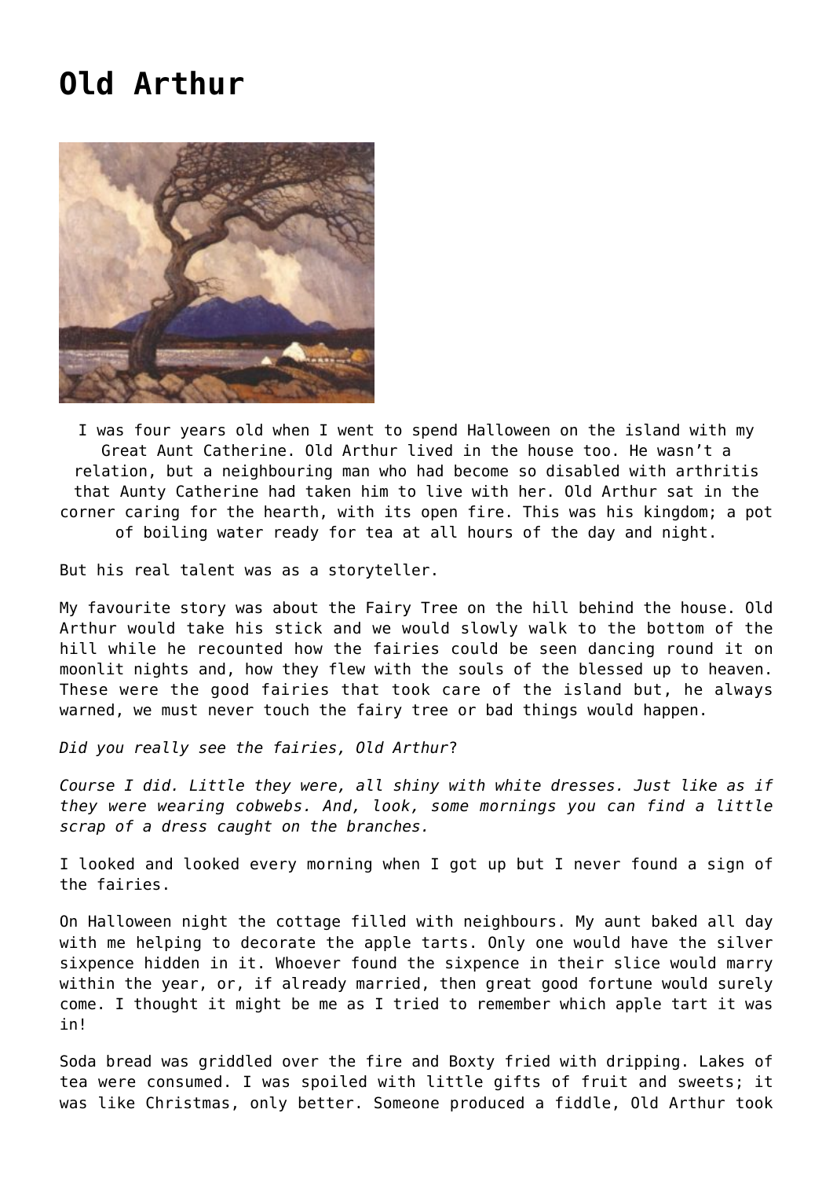# Old Arthur

I was four years old when I went to spend Halloween on the island with my Great Aunt Catherine. Old Arthur lived in the house too. He wasn't a relation, but a neighbouring man who had become so disabled with arthritis that Aunty Catherine had taken him to live with her. Old Arthur sat in the corner caring for the hearth, with its open fire. This was his kingdom; a pot of boiling water ready for tea at all hours of the day and night.

But his real talent was as a storyteller.

My favourite story was about the Fairy Tree on the hill behind the house. Old Arthur would take his stick and we would slowly walk to the bottom of the hill while he recounted how the fairies could be seen dancing round it on moonlit nights and, how they flew with the souls of the blessed up to heaven. These were the good fairies that took care of the island but, he always warned, we must never touch the fairy tree or bad things would happen.

*Did you really see the fairies, Old Arthur*?

*Course I did. Little they were, all shiny with white dresses. Just like as if they were wearing cobwebs. And, look, some mornings you can find a little scrap of a dress caught on the branches.*

I looked and looked every morning when I got up but I never found a sign of the fairies.

On Halloween night the cottage filled with neighbours. My aunt baked all day with me helping to decorate the apple tarts. Only one would have the silver sixpence hidden in it. Whoever found the sixpence in their slice would marry within the year, or, if already married, then great good fortune would surely come. I thought it might be me as I tried to remember which apple tart it was in!

Soda bread was griddled over the fire and Boxty fried with dripping. Lakes of tea were consumed. I was spoiled with little gifts of fruit and sweets; it was like Christmas, only better. Someone produced a fiddle, Old Arthur took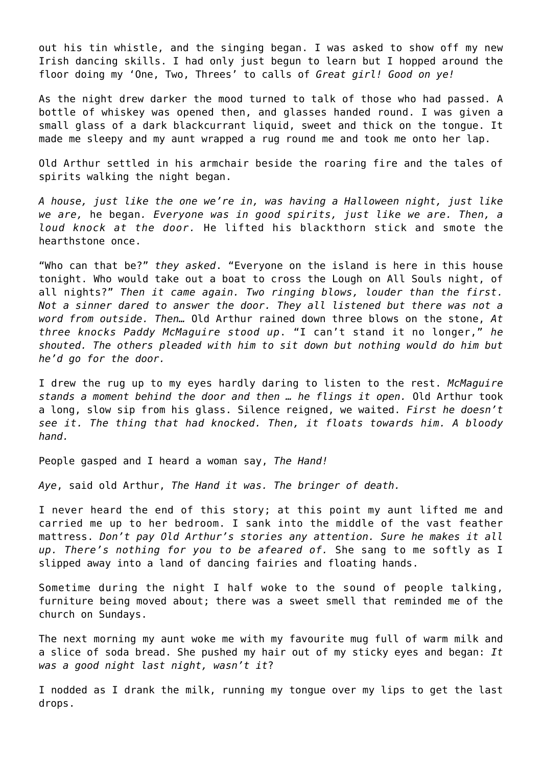out his tin whistle, and the singing began. I was asked to show off my new Irish dancing skills. I had only just begun to learn but I hopped around the floor doing my 'One, Two, Threes' to calls of *Great girl! Good on ye!*

As the night drew darker the mood turned to talk of those who had passed. A bottle of whiskey was opened then, and glasses handed round. I was given a small glass of a dark blackcurrant liquid, sweet and thick on the tongue. It made me sleepy and my aunt wrapped a rug round me and took me onto her lap.

Old Arthur settled in his armchair beside the roaring fire and the tales of spirits walking the night began.

*A house, just like the one we're in, was having a Halloween night, just like we are,* he began. *Everyone was in good spirits, just like we are. Then, a loud knock at the door.* He lifted his blackthorn stick and smote the hearthstone once.

"Who can that be?" *they asked*. "Everyone on the island is here in this house tonight. Who would take out a boat to cross the Lough on All Souls night, of all nights?" *Then it came again. Two ringing blows, louder than the first. Not a sinner dared to answer the door. They all listened but there was not a word from outside. Then…* Old Arthur rained down three blows on the stone, *At three knocks Paddy McMaguire stood up*. "I can't stand it no longer," *he shouted. The others pleaded with him to sit down but nothing would do him but he'd go for the door.*

I drew the rug up to my eyes hardly daring to listen to the rest. *McMaguire stands a moment behind the door and then … he flings it open.* Old Arthur took a long, slow sip from his glass. Silence reigned, we waited. *First he doesn't see it. The thing that had knocked. Then, it floats towards him. A bloody hand.*

People gasped and I heard a woman say, *The Hand!*

*Aye*, said old Arthur, *The Hand it was. The bringer of death.*

I never heard the end of this story; at this point my aunt lifted me and carried me up to her bedroom. I sank into the middle of the vast feather mattress. *Don't pay Old Arthur's stories any attention. Sure he makes it all up. There's nothing for you to be afeared of.* She sang to me softly as I slipped away into a land of dancing fairies and floating hands.

Sometime during the night I half woke to the sound of people talking, furniture being moved about; there was a sweet smell that reminded me of the church on Sundays.

The next morning my aunt woke me with my favourite mug full of warm milk and a slice of soda bread. She pushed my hair out of my sticky eyes and began: *It was a good night last night, wasn't it*?

I nodded as I drank the milk, running my tongue over my lips to get the last drops.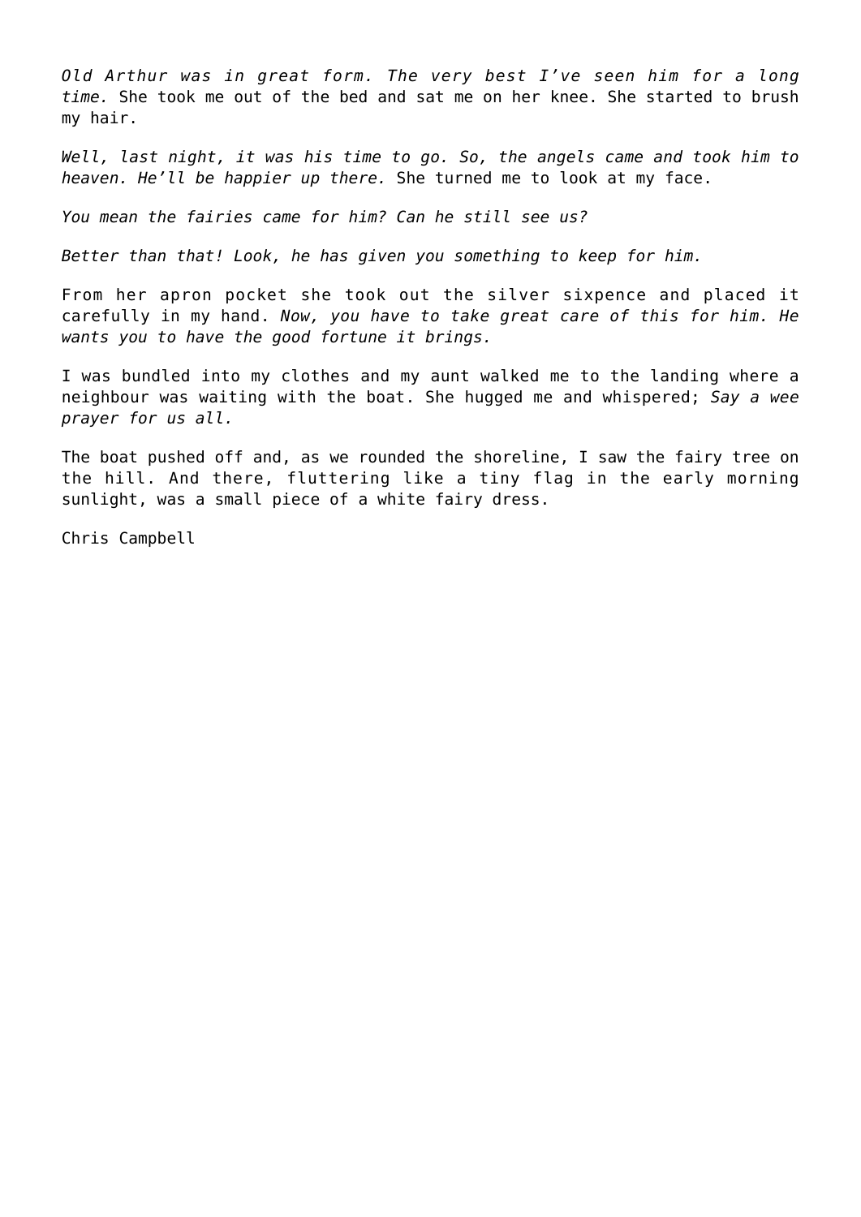*Old Arthur was in great form. The very best I've seen him for a long time.* She took me out of the bed and sat me on her knee. She started to brush my hair.

*Well, last night, it was his time to go. So, the angels came and took him to heaven. He'll be happier up there.* She turned me to look at my face.

*You mean the fairies came for him? Can he still see us?*

*Better than that! Look, he has given you something to keep for him.*

From her apron pocket she took out the silver sixpence and placed it carefully in my hand. *Now, you have to take great care of this for him. He wants you to have the good fortune it brings.*

I was bundled into my clothes and my aunt walked me to the landing where a neighbour was waiting with the boat. She hugged me and whispered; *Say a wee prayer for us all.*

The boat pushed off and, as we rounded the shoreline, I saw the fairy tree on the hill. And there, fluttering like a tiny flag in the early morning sunlight, was a small piece of a white fairy dress.

Chris Campbell